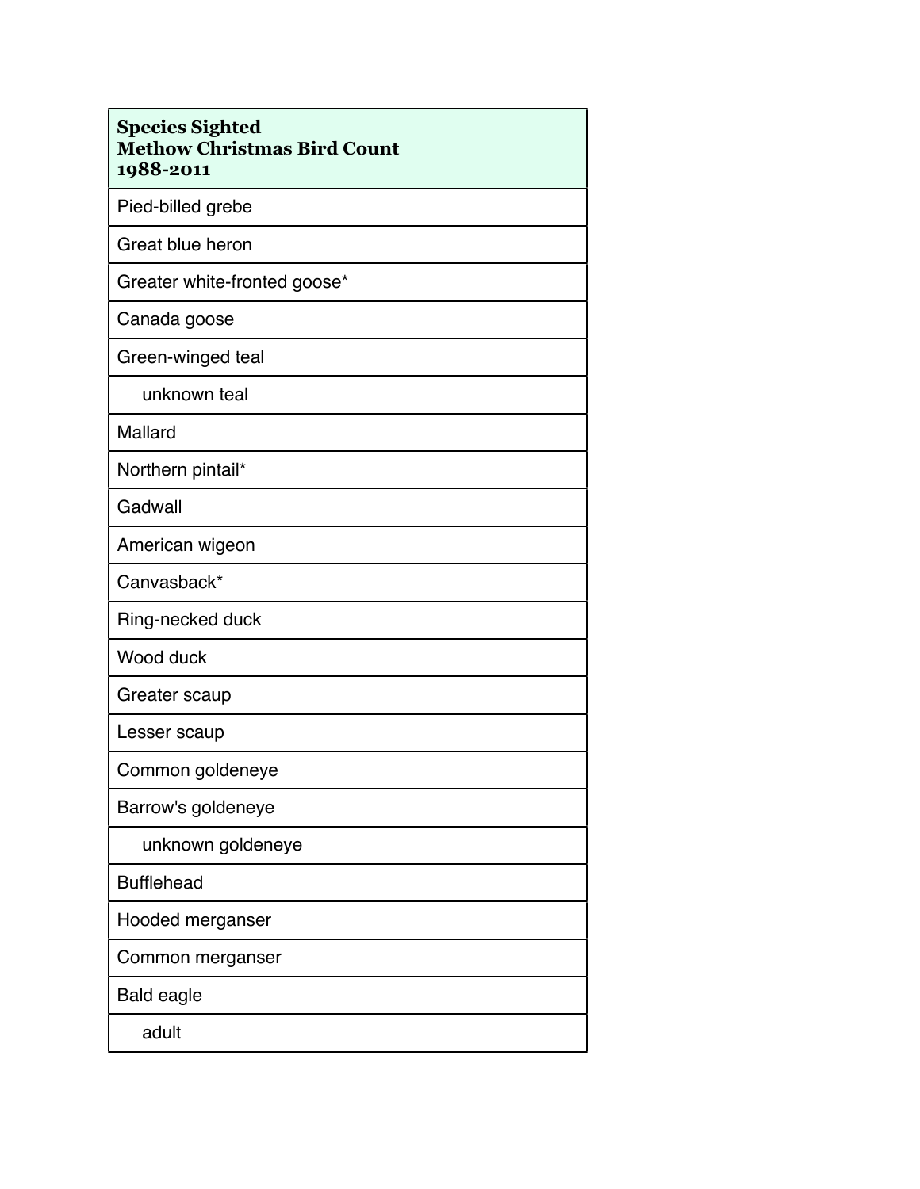| Species Sighted<br>Methow Christmas Bird Count<br>1988-2011 |
|---|
| Pied-billed grebe |
| Great blue heron |
| Greater white-fronted goose* |
| Canada goose |
| Green-winged teal |
| unknown teal |
| Mallard |
| Northern pintail* |
| Gadwall |
| American wigeon |
| Canvasback* |
| Ring-necked duck |
| Wood duck |
| Greater scaup |
| Lesser scaup |
| Common goldeneye |
| Barrow's goldeneye |
| unknown goldeneye |
| Bufflehead |
| Hooded merganser |
| Common merganser |
| Bald eagle |
| adult |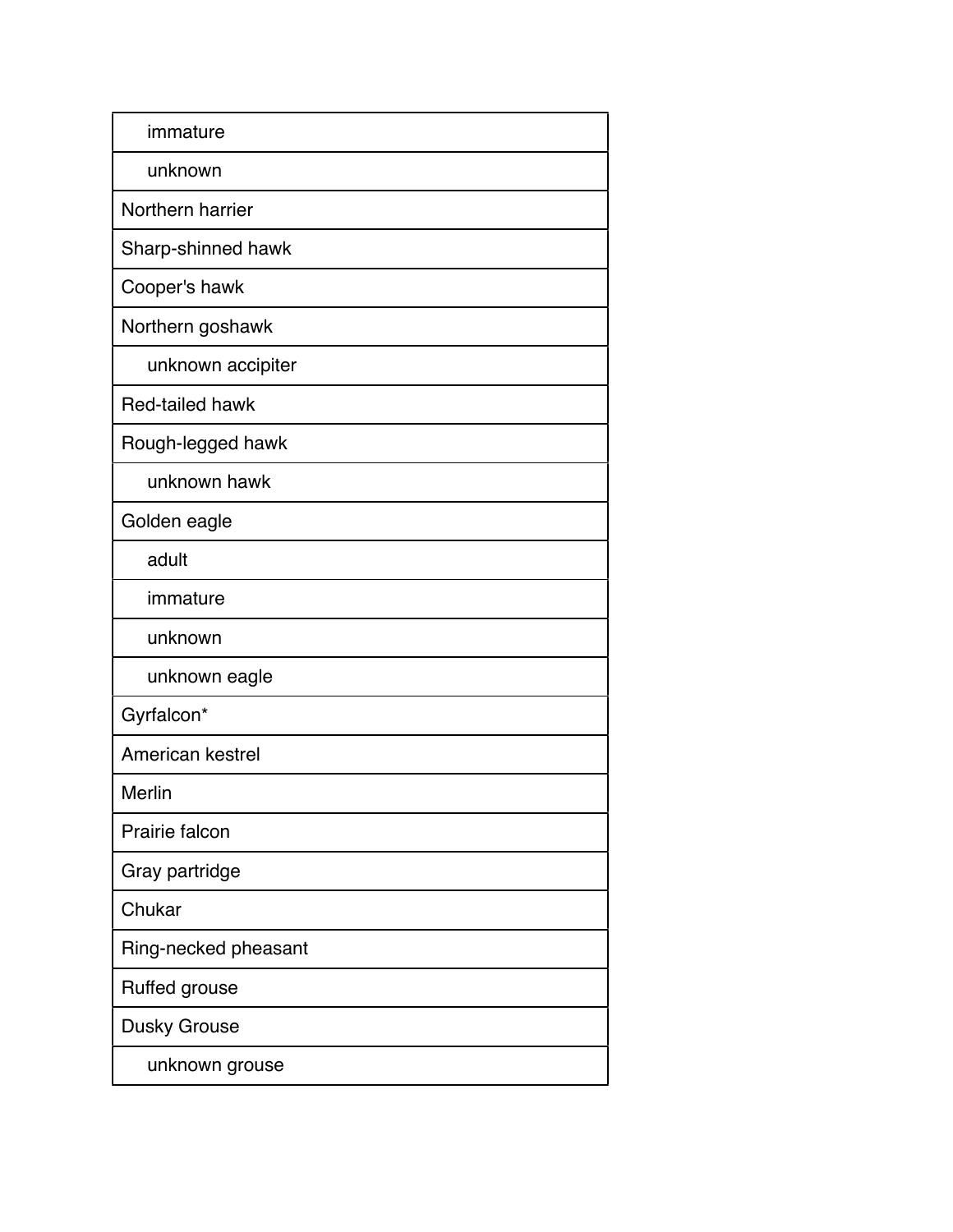| |
|---|
| immature |
| unknown |
| Northern harrier |
| Sharp-shinned hawk |
| Cooper's hawk |
| Northern goshawk |
| unknown accipiter |
| Red-tailed hawk |
| Rough-legged hawk |
| unknown hawk |
| Golden eagle |
| adult |
| immature |
| unknown |
| unknown eagle |
| Gyrfalcon* |
| American kestrel |
| Merlin |
| Prairie falcon |
| Gray partridge |
| Chukar |
| Ring-necked pheasant |
| Ruffed grouse |
| Dusky Grouse |
| unknown grouse |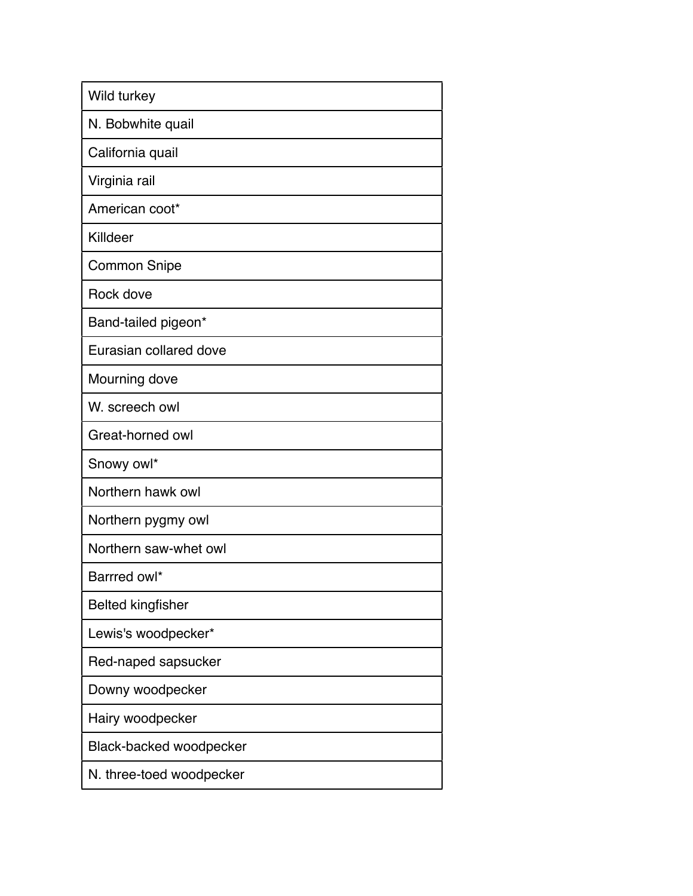| Wild turkey |
|---|
| N. Bobwhite quail |
| California quail |
| Virginia rail |
| American coot* |
| Killdeer |
| Common Snipe |
| Rock dove |
| Band-tailed pigeon* |
| Eurasian collared dove |
| Mourning dove |
| W. screech owl |
| Great-horned owl |
| Snowy owl* |
| Northern hawk owl |
| Northern pygmy owl |
| Northern saw-whet owl |
| Barrred owl* |
| Belted kingfisher |
| Lewis's woodpecker* |
| Red-naped sapsucker |
| Downy woodpecker |
| Hairy woodpecker |
| Black-backed woodpecker |
| N. three-toed woodpecker |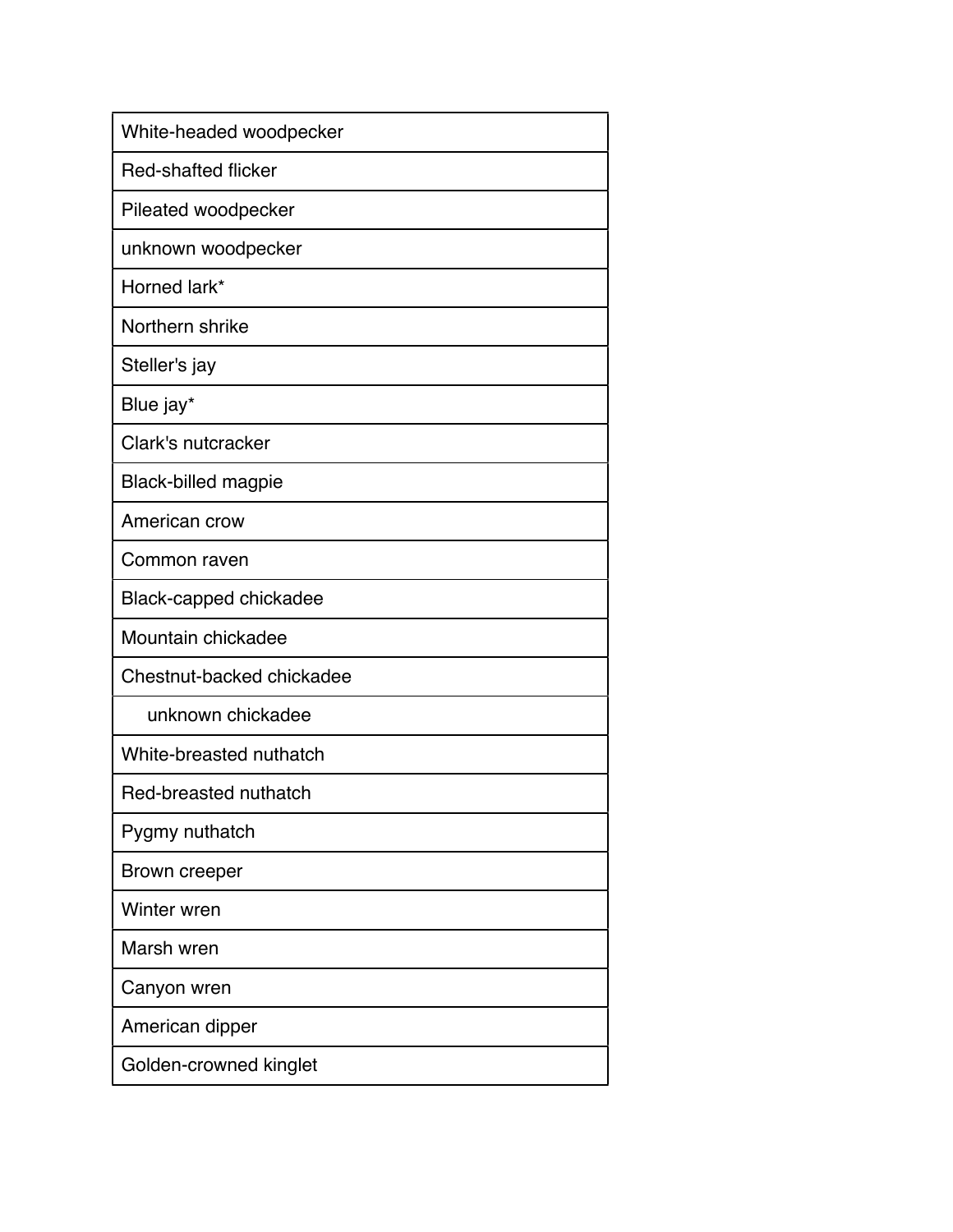| |
|---|
| White-headed woodpecker |
| Red-shafted flicker |
| Pileated woodpecker |
| unknown woodpecker |
| Horned lark* |
| Northern shrike |
| Steller's jay |
| Blue jay* |
| Clark's nutcracker |
| Black-billed magpie |
| American crow |
| Common raven |
| Black-capped chickadee |
| Mountain chickadee |
| Chestnut-backed chickadee |
| unknown chickadee |
| White-breasted nuthatch |
| Red-breasted nuthatch |
| Pygmy nuthatch |
| Brown creeper |
| Winter wren |
| Marsh wren |
| Canyon wren |
| American dipper |
| Golden-crowned kinglet |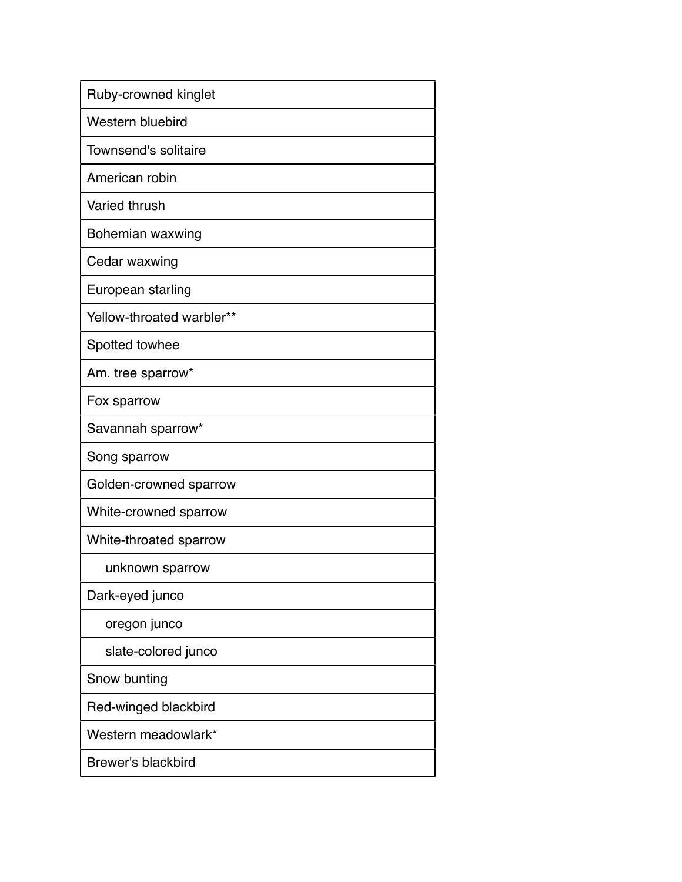| Ruby-crowned kinglet |
|---|
| Western bluebird |
| Townsend's solitaire |
| American robin |
| Varied thrush |
| Bohemian waxwing |
| Cedar waxwing |
| European starling |
| Yellow-throated warbler** |
| Spotted towhee |
| Am. tree sparrow* |
| Fox sparrow |
| Savannah sparrow* |
| Song sparrow |
| Golden-crowned sparrow |
| White-crowned sparrow |
| White-throated sparrow |
| unknown sparrow |
| Dark-eyed junco |
| oregon junco |
| slate-colored junco |
| Snow bunting |
| Red-winged blackbird |
| Western meadowlark* |
| Brewer's blackbird |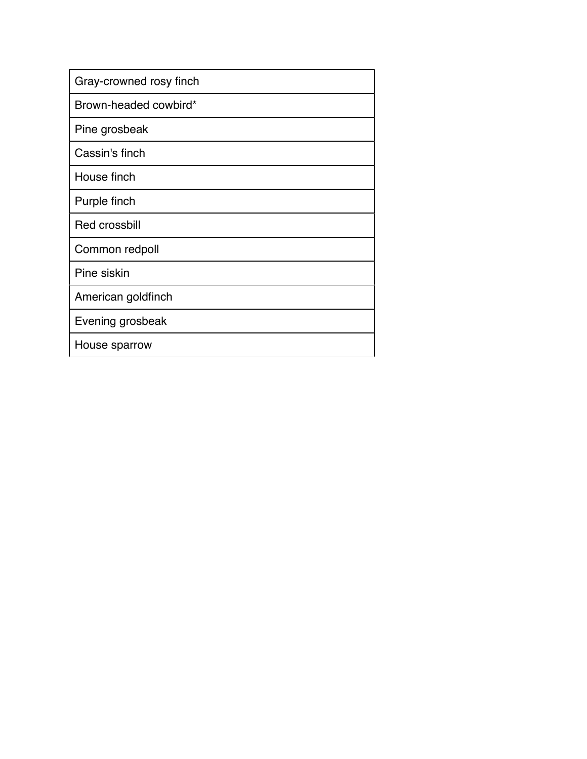| |
|---|
| Gray-crowned rosy finch |
| Brown-headed cowbird* |
| Pine grosbeak |
| Cassin's finch |
| House finch |
| Purple finch |
| Red crossbill |
| Common redpoll |
| Pine siskin |
| American goldfinch |
| Evening grosbeak |
| House sparrow |